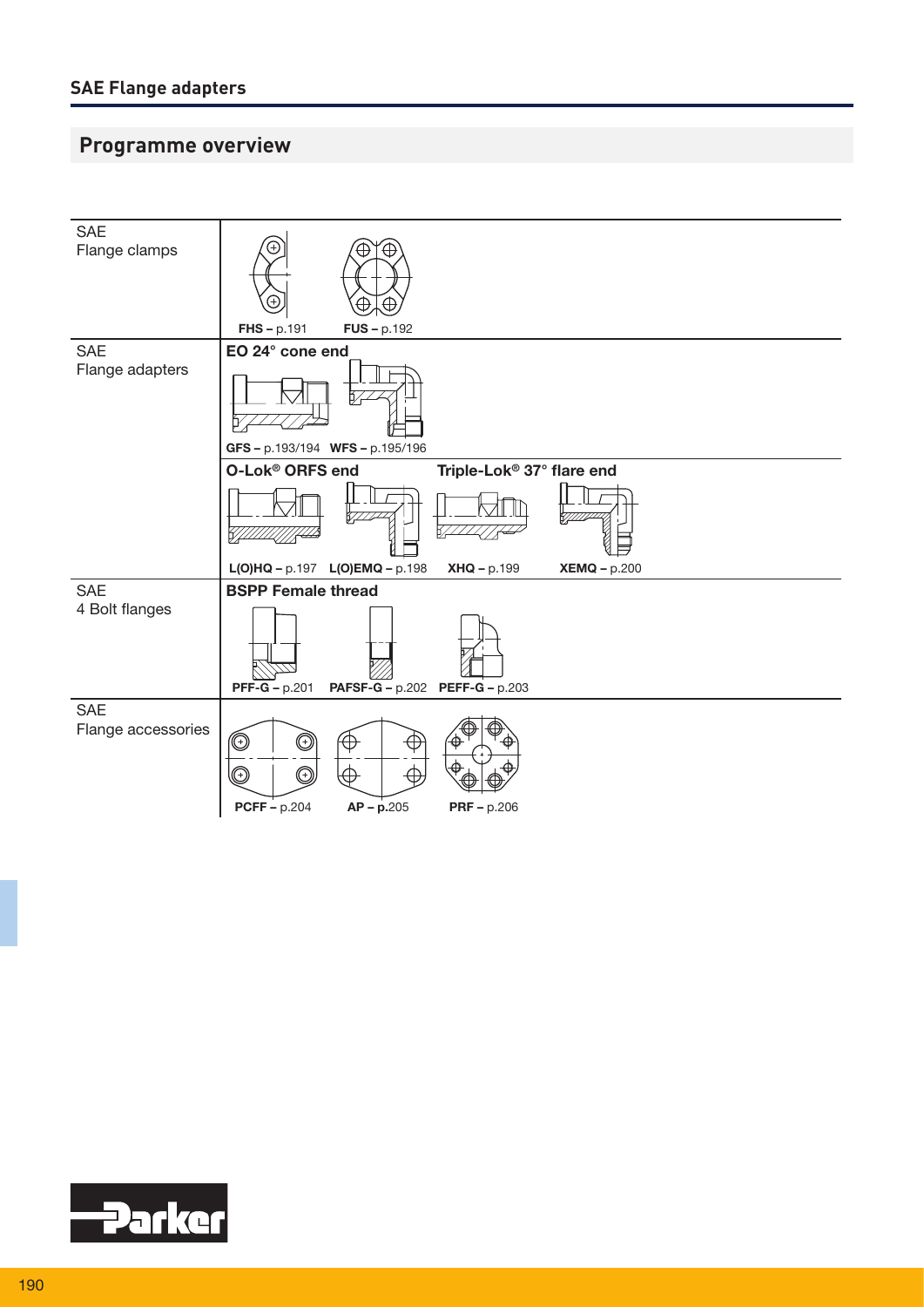## Programme overview

| | |
|---|---|
| SAE Flange clamps | **FHS –** p.191 **FUS –** p.192 |
| SAE Flange adapters | **EO 24° cone end** **GFS –** p.193/194 **WFS –** p.195/196 |
| | **O-Lok® ORFS end** **L(O)HQ –** p.197 **L(O)EMQ –** p.198 **Triple-Lok® 37° flare end** **XHQ –** p.199 **XEMQ –** p.200 |
| SAE 4 Bolt flanges | **BSPP Female thread** **PFF-G –** p.201 **PAFSF-G –** p.202 **PEFF-G –** p.203 |
| SAE Flange accessories | **PCFF –** p.204 **AP – p.**205 **PRF –** p.206 |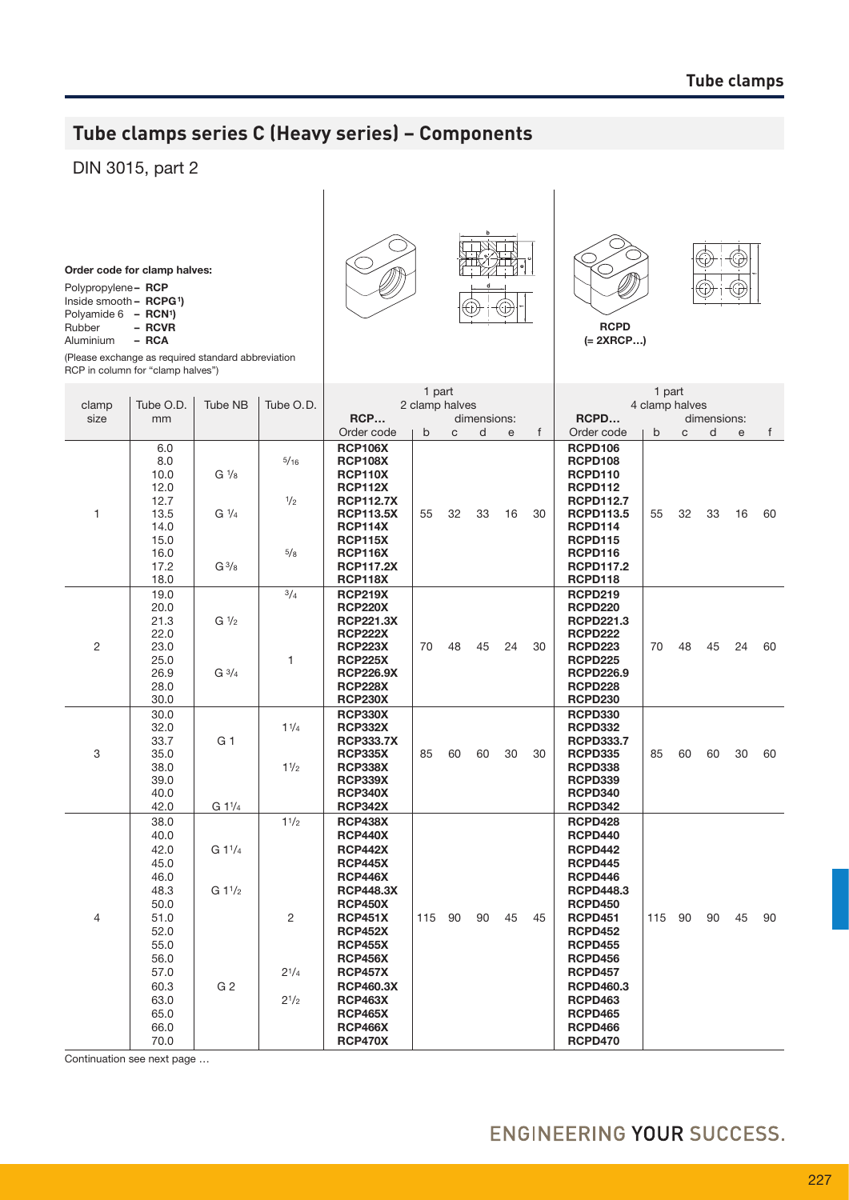## Tube clamps series C (Heavy series) – Components

DIN 3015, part 2

**Order code for clamp halves:**

Polypropylene – **RCP**
Inside smooth – **RCPG[1])**
Polyamide 6 – **RCN[1])**
Rubber – **RCVR**
Aluminium – **RCA**

(Please exchange as required standard abbreviation RCP in column for "clamp halves")

RCPD (= 2XRCP…)

| clamp size | Tube O.D. mm | Tube NB | Tube O.D. | 1 part 2 clamp halves RCP… Order code | dimensions: b | c | d | e | f | 1 part 4 clamp halves RCPD… Order code | dimensions: b | c | d | e | f |
|---|---|---|---|---|---|---|---|---|---|---|---|---|---|---|---|
| 1 | 6.0 | | | **RCP106X** | 55 | 32 | 33 | 16 | 30 | **RCPD106** | 55 | 32 | 33 | 16 | 60 |
| | 8.0 | | 5/16 | **RCP108X** | | | | | | **RCPD108** | | | | | |
| | 10.0 | G 1/8 | | **RCP110X** | | | | | | **RCPD110** | | | | | |
| | 12.0 | | | **RCP112X** | | | | | | **RCPD112** | | | | | |
| | 12.7 | | 1/2 | **RCP112.7X** | | | | | | **RCPD112.7** | | | | | |
| | 13.5 | G 1/4 | | **RCP113.5X** | | | | | | **RCPD113.5** | | | | | |
| | 14.0 | | | **RCP114X** | | | | | | **RCPD114** | | | | | |
| | 15.0 | | | **RCP115X** | | | | | | **RCPD115** | | | | | |
| | 16.0 | | 5/8 | **RCP116X** | | | | | | **RCPD116** | | | | | |
| | 17.2 | G 3/8 | | **RCP117.2X** | | | | | | **RCPD117.2** | | | | | |
| | 18.0 | | | **RCP118X** | | | | | | **RCPD118** | | | | | |
| 2 | 19.0 | | 3/4 | **RCP219X** | 70 | 48 | 45 | 24 | 30 | **RCPD219** | 70 | 48 | 45 | 24 | 60 |
| | 20.0 | | | **RCP220X** | | | | | | **RCPD220** | | | | | |
| | 21.3 | G 1/2 | | **RCP221.3X** | | | | | | **RCPD221.3** | | | | | |
| | 22.0 | | | **RCP222X** | | | | | | **RCPD222** | | | | | |
| | 23.0 | | | **RCP223X** | | | | | | **RCPD223** | | | | | |
| | 25.0 | | 1 | **RCP225X** | | | | | | **RCPD225** | | | | | |
| | 26.9 | G 3/4 | | **RCP226.9X** | | | | | | **RCPD226.9** | | | | | |
| | 28.0 | | | **RCP228X** | | | | | | **RCPD228** | | | | | |
| | 30.0 | | | **RCP230X** | | | | | | **RCPD230** | | | | | |
| 3 | 30.0 | | | **RCP330X** | 85 | 60 | 60 | 30 | 30 | **RCPD330** | 85 | 60 | 60 | 30 | 60 |
| | 32.0 | | 1 1/4 | **RCP332X** | | | | | | **RCPD332** | | | | | |
| | 33.7 | G 1 | | **RCP333.7X** | | | | | | **RCPD333.7** | | | | | |
| | 35.0 | | | **RCP335X** | | | | | | **RCPD335** | | | | | |
| | 38.0 | | 1 1/2 | **RCP338X** | | | | | | **RCPD338** | | | | | |
| | 39.0 | | | **RCP339X** | | | | | | **RCPD339** | | | | | |
| | 40.0 | | | **RCP340X** | | | | | | **RCPD340** | | | | | |
| | 42.0 | G 1 1/4 | | **RCP342X** | | | | | | **RCPD342** | | | | | |
| 4 | 38.0 | | 1 1/2 | **RCP438X** | 115 | 90 | 90 | 45 | 45 | **RCPD428** | 115 | 90 | 90 | 45 | 90 |
| | 40.0 | | | **RCP440X** | | | | | | **RCPD440** | | | | | |
| | 42.0 | G 1 1/4 | | **RCP442X** | | | | | | **RCPD442** | | | | | |
| | 45.0 | | | **RCP445X** | | | | | | **RCPD445** | | | | | |
| | 46.0 | | | **RCP446X** | | | | | | **RCPD446** | | | | | |
| | 48.3 | G 1 1/2 | | **RCP448.3X** | | | | | | **RCPD448.3** | | | | | |
| | 50.0 | | | **RCP450X** | | | | | | **RCPD450** | | | | | |
| | 51.0 | | 2 | **RCP451X** | | | | | | **RCPD451** | | | | | |
| | 52.0 | | | **RCP452X** | | | | | | **RCPD452** | | | | | |
| | 55.0 | | | **RCP455X** | | | | | | **RCPD455** | | | | | |
| | 56.0 | | | **RCP456X** | | | | | | **RCPD456** | | | | | |
| | 57.0 | | 2 1/4 | **RCP457X** | | | | | | **RCPD457** | | | | | |
| | 60.3 | G 2 | | **RCP460.3X** | | | | | | **RCPD460.3** | | | | | |
| | 63.0 | | 2 1/2 | **RCP463X** | | | | | | **RCPD463** | | | | | |
| | 65.0 | | | **RCP465X** | | | | | | **RCPD465** | | | | | |
| | 66.0 | | | **RCP466X** | | | | | | **RCPD466** | | | | | |
| | 70.0 | | | **RCP470X** | | | | | | **RCPD470** | | | | | |

Continuation see next page …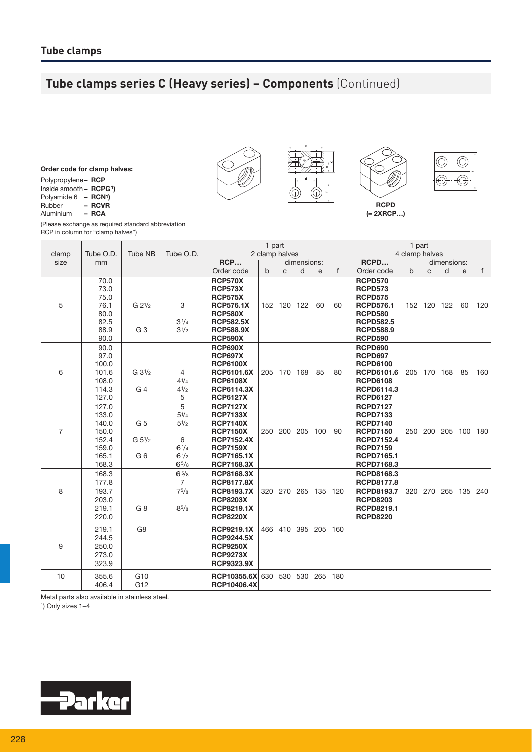## Tube clamps

# Tube clamps series C (Heavy series) – Components (Continued)

**Order code for clamp halves:**

Polypropylene – **RCP**
Inside smooth – **RCPG[1])**
Polyamide 6 – **RCN[1])**
Rubber – **RCVR**
Aluminium – **RCA**

(Please exchange as required standard abbreviation RCP in column for "clamp halves")

**RCPD**
**(= 2XRCP…)**

| clamp size | Tube O.D. mm | Tube NB | Tube O.D. | 1 part 2 clamp halves RCP… Order code | dimensions: b | c | d | e | f | 1 part 4 clamp halves RCPD… Order code | dimensions: b | c | d | e | f |
|---|---|---|---|---|---|---|---|---|---|---|---|---|---|---|---|
| 5 | 70.0<br>73.0<br>75.0<br>76.1<br>80.0<br>82.5<br>88.9<br>90.0 | <br><br><br>G 2½<br><br><br>G 3<br> | <br><br><br>3<br><br>3¼<br>3½<br> | **RCP570X**<br>**RCP573X**<br>**RCP575X**<br>**RCP576.1X**<br>**RCP580X**<br>**RCP582.5X**<br>**RCP588.9X**<br>**RCP590X** | 152 | 120 | 122 | 60 | 60 | **RCPD570**<br>**RCPD573**<br>**RCPD575**<br>**RCPD576.1**<br>**RCPD580**<br>**RCPD582.5**<br>**RCPD588.9**<br>**RCPD590** | 152 | 120 | 122 | 60 | 120 |
| 6 | 90.0<br>97.0<br>100.0<br>101.6<br>108.0<br>114.3<br>127.0 | <br><br><br>G 3½<br><br>G 4<br> | <br><br><br>4<br>4¼<br>4½<br>5 | **RCP690X**<br>**RCP697X**<br>**RCP6100X**<br>**RCP6101.6X**<br>**RCP6108X**<br>**RCP6114.3X**<br>**RCP6127X** | 205 | 170 | 168 | 85 | 80 | **RCPD690**<br>**RCPD697**<br>**RCPD6100**<br>**RCPD6101.6**<br>**RCPD6108**<br>**RCPD6114.3**<br>**RCPD6127** | 205 | 170 | 168 | 85 | 160 |
| 7 | 127.0<br>133.0<br>140.0<br>150.0<br>152.4<br>159.0<br>165.1<br>168.3 | <br><br>G 5<br><br>G 5½<br><br>G 6<br> | 5<br>5¼<br>5½<br>6<br>6¼<br>6½<br>6⅝ | **RCP7127X**<br>**RCP7133X**<br>**RCP7140X**<br>**RCP7150X**<br>**RCP7152.4X**<br>**RCP7159X**<br>**RCP7165.1X**<br>**RCP7168.3X** | 250 | 200 | 205 | 100 | 90 | **RCPD7127**<br>**RCPD7133**<br>**RCPD7140**<br>**RCPD7150**<br>**RCPD7152.4**<br>**RCPD7159**<br>**RCPD7165.1**<br>**RCPD7168.3** | 250 | 200 | 205 | 100 | 180 |
| 8 | 168.3<br>177.8<br>193.7<br>203.0<br>219.1<br>220.0 | <br><br><br><br>G 8<br> | 6⅝<br>7<br>7⅝<br><br>8⅝<br> | **RCP8168.3X**<br>**RCP8177.8X**<br>**RCP8193.7X**<br>**RCP8203X**<br>**RCP8219.1X**<br>**RCP8220X** | 320 | 270 | 265 | 135 | 120 | **RCPD8168.3**<br>**RCPD8177.8**<br>**RCPD8193.7**<br>**RCPD8203**<br>**RCPD8219.1**<br>**RCPD8220** | 320 | 270 | 265 | 135 | 240 |
| 9 | 219.1<br>244.5<br>250.0<br>273.0<br>323.9 | G8 | | **RCP9219.1X**<br>**RCP9244.5X**<br>**RCP9250X**<br>**RCP9273X**<br>**RCP9323.9X** | 466 | 410 | 395 | 205 | 160 | | | | | | |
| 10 | 355.6<br>406.4 | G10<br>G12 | | **RCP10355.6X**<br>**RCP10406.4X** | 630 | 530 | 530 | 265 | 180 | | | | | | |

Metal parts also available in stainless steel.

[1]) Only sizes 1–4